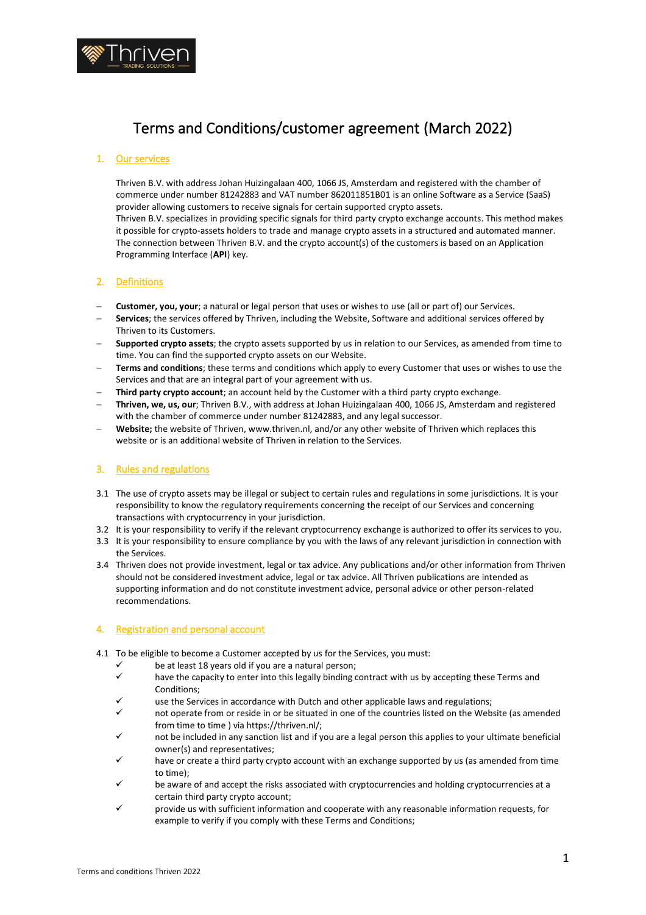# Terms and Conditions/customer agreement (March 2022)

## 1. Our services

Thriven B.V. with address Johan Huizingalaan 400, 1066 JS, Amsterdam and registered with the chamber of commerce under number 81242883 and VAT number 862011851B01 is an online Software as a Service (SaaS) provider allowing customers to receive signals for certain supported crypto assets.
Thriven B.V. specializes in providing specific signals for third party crypto exchange accounts. This method makes it possible for crypto-assets holders to trade and manage crypto assets in a structured and automated manner. The connection between Thriven B.V. and the crypto account(s) of the customers is based on an Application Programming Interface (**API**) key.

## 2. Definitions

- **Customer, you, your**; a natural or legal person that uses or wishes to use (all or part of) our Services.
- **Services**; the services offered by Thriven, including the Website, Software and additional services offered by Thriven to its Customers.
- **Supported crypto assets**; the crypto assets supported by us in relation to our Services, as amended from time to time. You can find the supported crypto assets on our Website.
- **Terms and conditions**; these terms and conditions which apply to every Customer that uses or wishes to use the Services and that are an integral part of your agreement with us.
- **Third party crypto account**; an account held by the Customer with a third party crypto exchange.
- **Thriven, we, us, our**; Thriven B.V., with address at Johan Huizingalaan 400, 1066 JS, Amsterdam and registered with the chamber of commerce under number 81242883, and any legal successor.
- **Website;** the website of Thriven, www.thriven.nl, and/or any other website of Thriven which replaces this website or is an additional website of Thriven in relation to the Services.

## 3. Rules and regulations

3.1 The use of crypto assets may be illegal or subject to certain rules and regulations in some jurisdictions. It is your responsibility to know the regulatory requirements concerning the receipt of our Services and concerning transactions with cryptocurrency in your jurisdiction.

3.2 It is your responsibility to verify if the relevant cryptocurrency exchange is authorized to offer its services to you.

3.3 It is your responsibility to ensure compliance by you with the laws of any relevant jurisdiction in connection with the Services.

3.4 Thriven does not provide investment, legal or tax advice. Any publications and/or other information from Thriven should not be considered investment advice, legal or tax advice. All Thriven publications are intended as supporting information and do not constitute investment advice, personal advice or other person-related recommendations.

## 4. Registration and personal account

4.1 To be eligible to become a Customer accepted by us for the Services, you must:

- ✓ be at least 18 years old if you are a natural person;
- ✓ have the capacity to enter into this legally binding contract with us by accepting these Terms and Conditions;
- ✓ use the Services in accordance with Dutch and other applicable laws and regulations;
- ✓ not operate from or reside in or be situated in one of the countries listed on the Website (as amended from time to time ) via https://thriven.nl/;
- ✓ not be included in any sanction list and if you are a legal person this applies to your ultimate beneficial owner(s) and representatives;
- ✓ have or create a third party crypto account with an exchange supported by us (as amended from time to time);
- ✓ be aware of and accept the risks associated with cryptocurrencies and holding cryptocurrencies at a certain third party crypto account;
- ✓ provide us with sufficient information and cooperate with any reasonable information requests, for example to verify if you comply with these Terms and Conditions;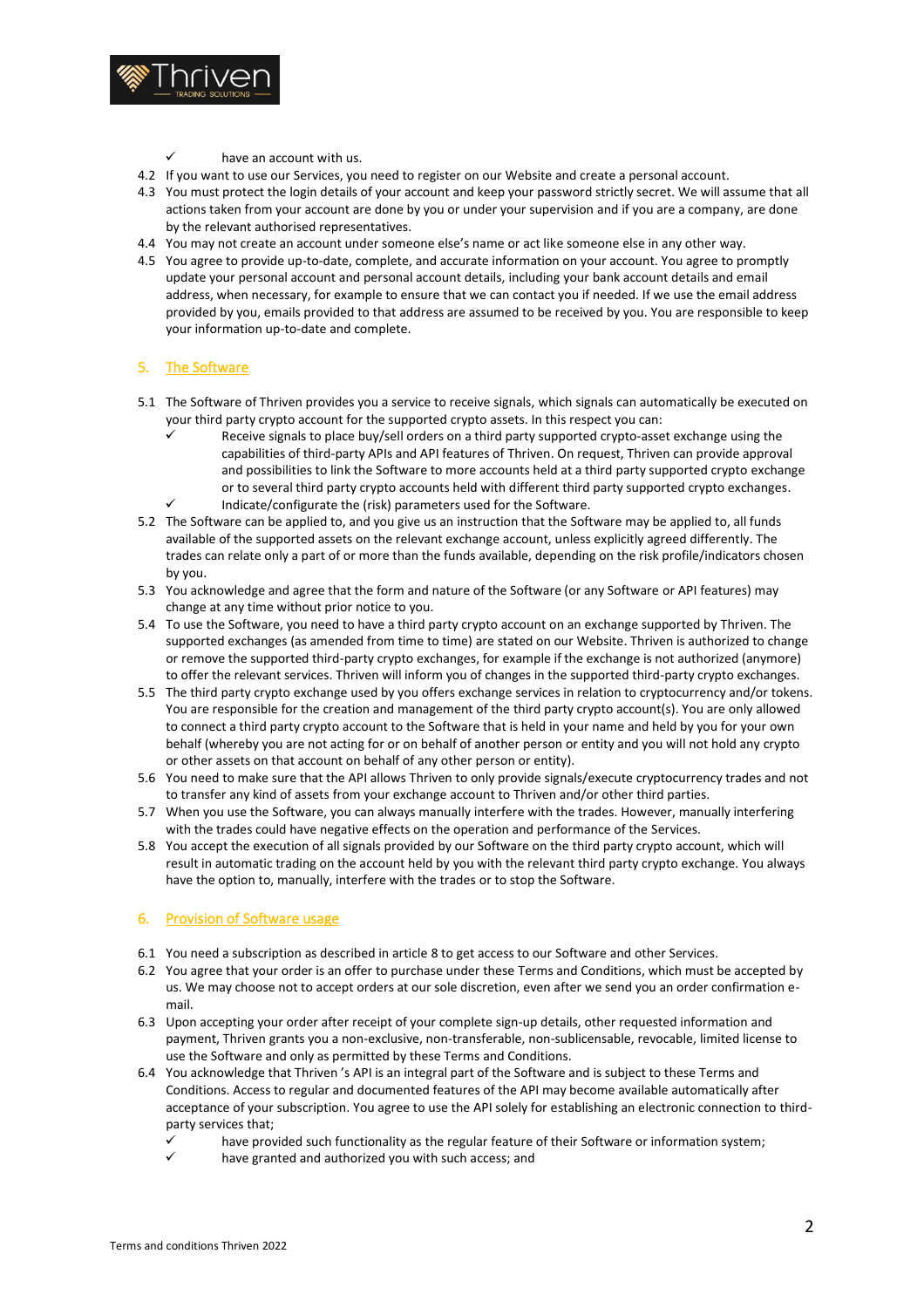- ✓ have an account with us.

4.2 If you want to use our Services, you need to register on our Website and create a personal account.

4.3 You must protect the login details of your account and keep your password strictly secret. We will assume that all actions taken from your account are done by you or under your supervision and if you are a company, are done by the relevant authorised representatives.

4.4 You may not create an account under someone else's name or act like someone else in any other way.

4.5 You agree to provide up-to-date, complete, and accurate information on your account. You agree to promptly update your personal account and personal account details, including your bank account details and email address, when necessary, for example to ensure that we can contact you if needed. If we use the email address provided by you, emails provided to that address are assumed to be received by you. You are responsible to keep your information up-to-date and complete.

## 5. The Software

5.1 The Software of Thriven provides you a service to receive signals, which signals can automatically be executed on your third party crypto account for the supported crypto assets. In this respect you can:

- ✓ Receive signals to place buy/sell orders on a third party supported crypto-asset exchange using the capabilities of third-party APIs and API features of Thriven. On request, Thriven can provide approval and possibilities to link the Software to more accounts held at a third party supported crypto exchange or to several third party crypto accounts held with different third party supported crypto exchanges.
- ✓ Indicate/configurate the (risk) parameters used for the Software.

5.2 The Software can be applied to, and you give us an instruction that the Software may be applied to, all funds available of the supported assets on the relevant exchange account, unless explicitly agreed differently. The trades can relate only a part of or more than the funds available, depending on the risk profile/indicators chosen by you.

5.3 You acknowledge and agree that the form and nature of the Software (or any Software or API features) may change at any time without prior notice to you.

5.4 To use the Software, you need to have a third party crypto account on an exchange supported by Thriven. The supported exchanges (as amended from time to time) are stated on our Website. Thriven is authorized to change or remove the supported third-party crypto exchanges, for example if the exchange is not authorized (anymore) to offer the relevant services. Thriven will inform you of changes in the supported third-party crypto exchanges.

5.5 The third party crypto exchange used by you offers exchange services in relation to cryptocurrency and/or tokens. You are responsible for the creation and management of the third party crypto account(s). You are only allowed to connect a third party crypto account to the Software that is held in your name and held by you for your own behalf (whereby you are not acting for or on behalf of another person or entity and you will not hold any crypto or other assets on that account on behalf of any other person or entity).

5.6 You need to make sure that the API allows Thriven to only provide signals/execute cryptocurrency trades and not to transfer any kind of assets from your exchange account to Thriven and/or other third parties.

5.7 When you use the Software, you can always manually interfere with the trades. However, manually interfering with the trades could have negative effects on the operation and performance of the Services.

5.8 You accept the execution of all signals provided by our Software on the third party crypto account, which will result in automatic trading on the account held by you with the relevant third party crypto exchange. You always have the option to, manually, interfere with the trades or to stop the Software.

## 6. Provision of Software usage

6.1 You need a subscription as described in article 8 to get access to our Software and other Services.

6.2 You agree that your order is an offer to purchase under these Terms and Conditions, which must be accepted by us. We may choose not to accept orders at our sole discretion, even after we send you an order confirmation e-mail.

6.3 Upon accepting your order after receipt of your complete sign-up details, other requested information and payment, Thriven grants you a non-exclusive, non-transferable, non-sublicensable, revocable, limited license to use the Software and only as permitted by these Terms and Conditions.

6.4 You acknowledge that Thriven 's API is an integral part of the Software and is subject to these Terms and Conditions. Access to regular and documented features of the API may become available automatically after acceptance of your subscription. You agree to use the API solely for establishing an electronic connection to third-party services that;

- ✓ have provided such functionality as the regular feature of their Software or information system;
- ✓ have granted and authorized you with such access; and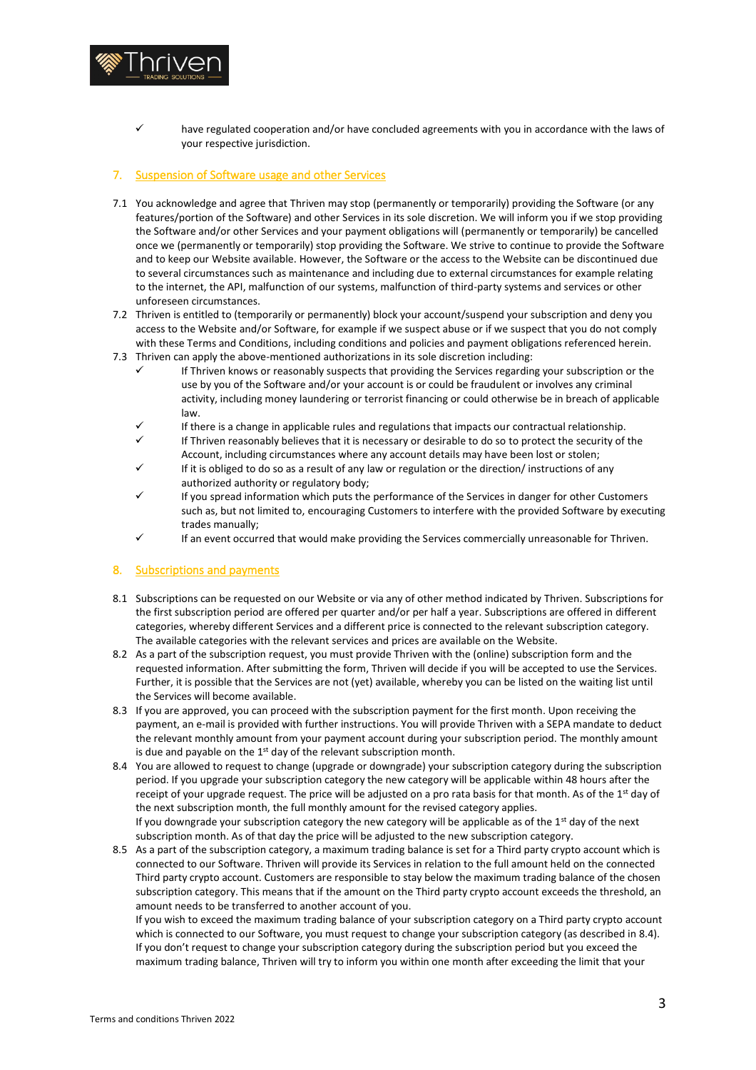- ✓ have regulated cooperation and/or have concluded agreements with you in accordance with the laws of your respective jurisdiction.

## 7. Suspension of Software usage and other Services

7.1 You acknowledge and agree that Thriven may stop (permanently or temporarily) providing the Software (or any features/portion of the Software) and other Services in its sole discretion. We will inform you if we stop providing the Software and/or other Services and your payment obligations will (permanently or temporarily) be cancelled once we (permanently or temporarily) stop providing the Software. We strive to continue to provide the Software and to keep our Website available. However, the Software or the access to the Website can be discontinued due to several circumstances such as maintenance and including due to external circumstances for example relating to the internet, the API, malfunction of our systems, malfunction of third-party systems and services or other unforeseen circumstances.

7.2 Thriven is entitled to (temporarily or permanently) block your account/suspend your subscription and deny you access to the Website and/or Software, for example if we suspect abuse or if we suspect that you do not comply with these Terms and Conditions, including conditions and policies and payment obligations referenced herein.

7.3 Thriven can apply the above-mentioned authorizations in its sole discretion including:

- ✓ If Thriven knows or reasonably suspects that providing the Services regarding your subscription or the use by you of the Software and/or your account is or could be fraudulent or involves any criminal activity, including money laundering or terrorist financing or could otherwise be in breach of applicable law.
- ✓ If there is a change in applicable rules and regulations that impacts our contractual relationship.
- ✓ If Thriven reasonably believes that it is necessary or desirable to do so to protect the security of the Account, including circumstances where any account details may have been lost or stolen;
- ✓ If it is obliged to do so as a result of any law or regulation or the direction/ instructions of any authorized authority or regulatory body;
- ✓ If you spread information which puts the performance of the Services in danger for other Customers such as, but not limited to, encouraging Customers to interfere with the provided Software by executing trades manually;
- ✓ If an event occurred that would make providing the Services commercially unreasonable for Thriven.

## 8. Subscriptions and payments

8.1 Subscriptions can be requested on our Website or via any of other method indicated by Thriven. Subscriptions for the first subscription period are offered per quarter and/or per half a year. Subscriptions are offered in different categories, whereby different Services and a different price is connected to the relevant subscription category. The available categories with the relevant services and prices are available on the Website.

8.2 As a part of the subscription request, you must provide Thriven with the (online) subscription form and the requested information. After submitting the form, Thriven will decide if you will be accepted to use the Services. Further, it is possible that the Services are not (yet) available, whereby you can be listed on the waiting list until the Services will become available.

8.3 If you are approved, you can proceed with the subscription payment for the first month. Upon receiving the payment, an e-mail is provided with further instructions. You will provide Thriven with a SEPA mandate to deduct the relevant monthly amount from your payment account during your subscription period. The monthly amount is due and payable on the 1st day of the relevant subscription month.

8.4 You are allowed to request to change (upgrade or downgrade) your subscription category during the subscription period. If you upgrade your subscription category the new category will be applicable within 48 hours after the receipt of your upgrade request. The price will be adjusted on a pro rata basis for that month. As of the 1st day of the next subscription month, the full monthly amount for the revised category applies.
If you downgrade your subscription category the new category will be applicable as of the 1st day of the next subscription month. As of that day the price will be adjusted to the new subscription category.

8.5 As a part of the subscription category, a maximum trading balance is set for a Third party crypto account which is connected to our Software. Thriven will provide its Services in relation to the full amount held on the connected Third party crypto account. Customers are responsible to stay below the maximum trading balance of the chosen subscription category. This means that if the amount on the Third party crypto account exceeds the threshold, an amount needs to be transferred to another account of you.
If you wish to exceed the maximum trading balance of your subscription category on a Third party crypto account which is connected to our Software, you must request to change your subscription category (as described in 8.4). If you don't request to change your subscription category during the subscription period but you exceed the maximum trading balance, Thriven will try to inform you within one month after exceeding the limit that your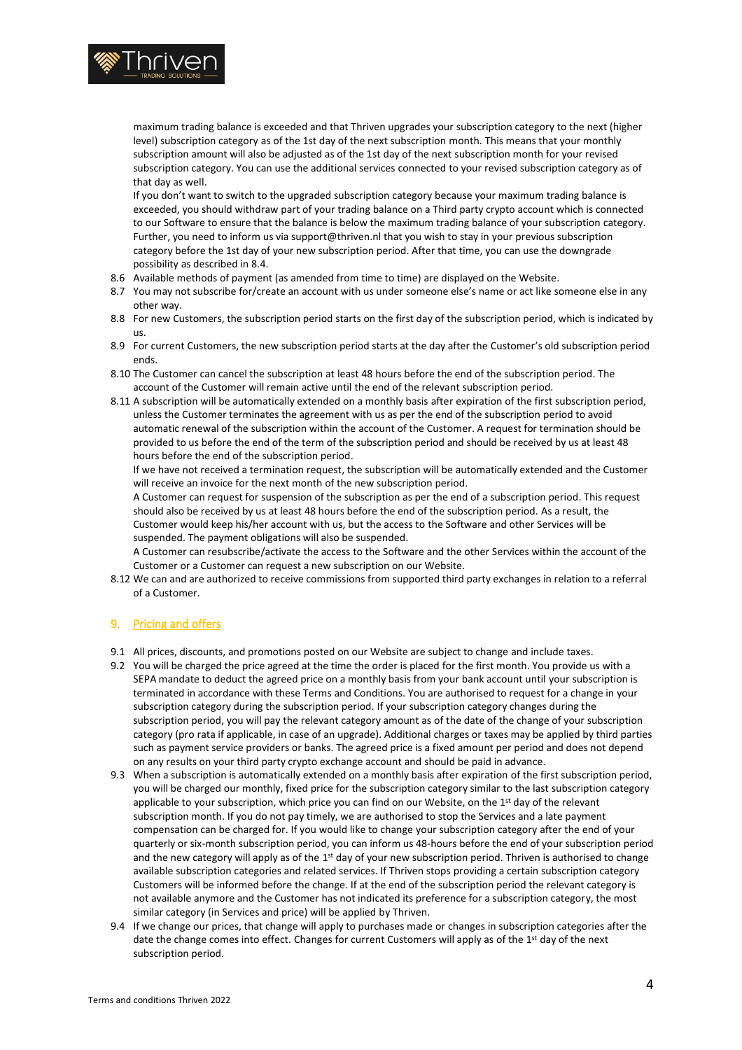maximum trading balance is exceeded and that Thriven upgrades your subscription category to the next (higher level) subscription category as of the 1st day of the next subscription month. This means that your monthly subscription amount will also be adjusted as of the 1st day of the next subscription month for your revised subscription category. You can use the additional services connected to your revised subscription category as of that day as well.

If you don't want to switch to the upgraded subscription category because your maximum trading balance is exceeded, you should withdraw part of your trading balance on a Third party crypto account which is connected to our Software to ensure that the balance is below the maximum trading balance of your subscription category. Further, you need to inform us via support@thriven.nl that you wish to stay in your previous subscription category before the 1st day of your new subscription period. After that time, you can use the downgrade possibility as described in 8.4.

8.6 Available methods of payment (as amended from time to time) are displayed on the Website.

8.7 You may not subscribe for/create an account with us under someone else's name or act like someone else in any other way.

8.8 For new Customers, the subscription period starts on the first day of the subscription period, which is indicated by us.

8.9 For current Customers, the new subscription period starts at the day after the Customer's old subscription period ends.

8.10 The Customer can cancel the subscription at least 48 hours before the end of the subscription period. The account of the Customer will remain active until the end of the relevant subscription period.

8.11 A subscription will be automatically extended on a monthly basis after expiration of the first subscription period, unless the Customer terminates the agreement with us as per the end of the subscription period to avoid automatic renewal of the subscription within the account of the Customer. A request for termination should be provided to us before the end of the term of the subscription period and should be received by us at least 48 hours before the end of the subscription period.

If we have not received a termination request, the subscription will be automatically extended and the Customer will receive an invoice for the next month of the new subscription period.

A Customer can request for suspension of the subscription as per the end of a subscription period. This request should also be received by us at least 48 hours before the end of the subscription period. As a result, the Customer would keep his/her account with us, but the access to the Software and other Services will be suspended. The payment obligations will also be suspended.

A Customer can resubscribe/activate the access to the Software and the other Services within the account of the Customer or a Customer can request a new subscription on our Website.

8.12 We can and are authorized to receive commissions from supported third party exchanges in relation to a referral of a Customer.

## 9. Pricing and offers

9.1 All prices, discounts, and promotions posted on our Website are subject to change and include taxes.

9.2 You will be charged the price agreed at the time the order is placed for the first month. You provide us with a SEPA mandate to deduct the agreed price on a monthly basis from your bank account until your subscription is terminated in accordance with these Terms and Conditions. You are authorised to request for a change in your subscription category during the subscription period. If your subscription category changes during the subscription period, you will pay the relevant category amount as of the date of the change of your subscription category (pro rata if applicable, in case of an upgrade). Additional charges or taxes may be applied by third parties such as payment service providers or banks. The agreed price is a fixed amount per period and does not depend on any results on your third party crypto exchange account and should be paid in advance.

9.3 When a subscription is automatically extended on a monthly basis after expiration of the first subscription period, you will be charged our monthly, fixed price for the subscription category similar to the last subscription category applicable to your subscription, which price you can find on our Website, on the 1st day of the relevant subscription month. If you do not pay timely, we are authorised to stop the Services and a late payment compensation can be charged for. If you would like to change your subscription category after the end of your quarterly or six-month subscription period, you can inform us 48-hours before the end of your subscription period and the new category will apply as of the 1st day of your new subscription period. Thriven is authorised to change available subscription categories and related services. If Thriven stops providing a certain subscription category Customers will be informed before the change. If at the end of the subscription period the relevant category is not available anymore and the Customer has not indicated its preference for a subscription category, the most similar category (in Services and price) will be applied by Thriven.

9.4 If we change our prices, that change will apply to purchases made or changes in subscription categories after the date the change comes into effect. Changes for current Customers will apply as of the 1st day of the next subscription period.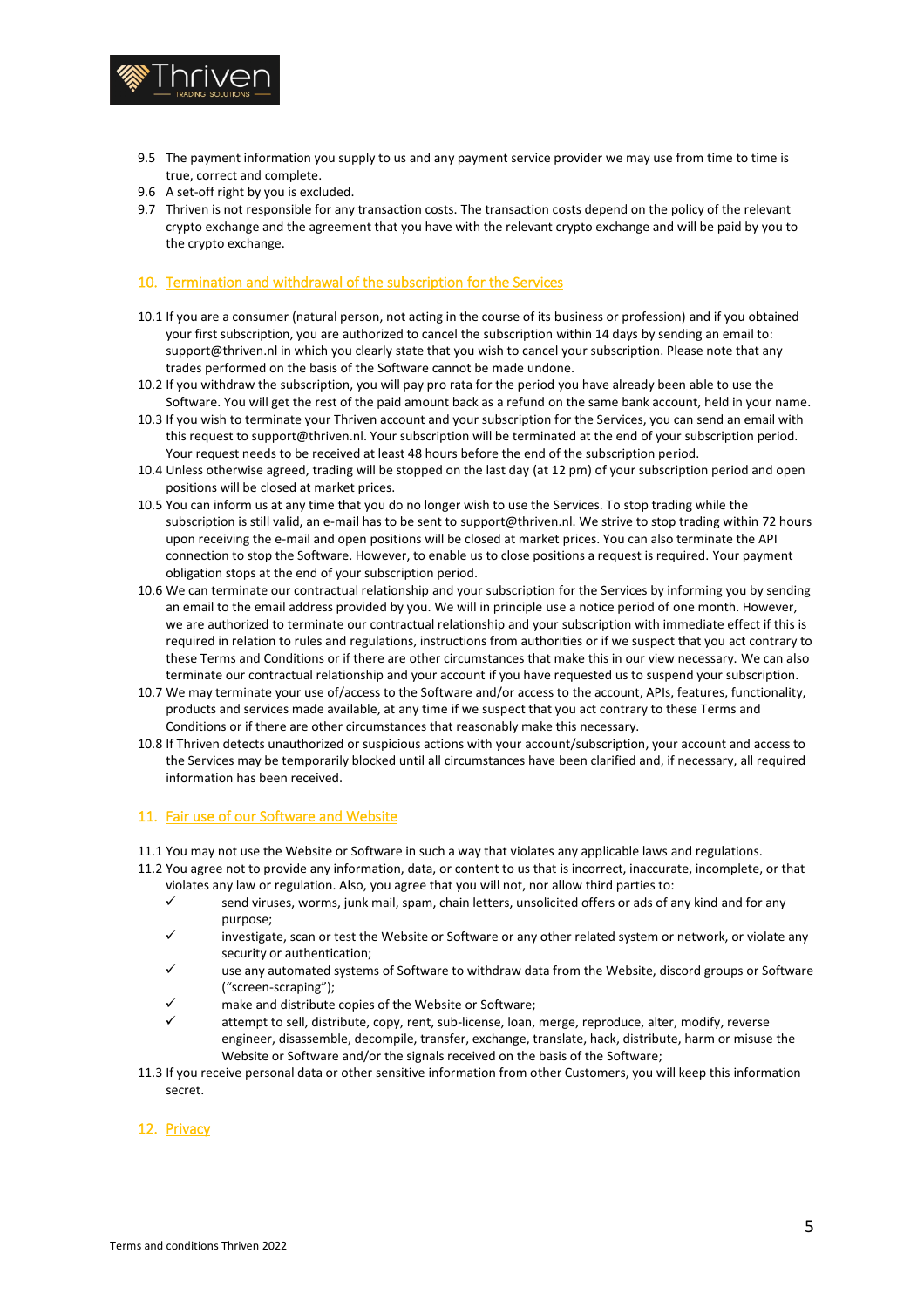9.5 The payment information you supply to us and any payment service provider we may use from time to time is true, correct and complete.

9.6 A set-off right by you is excluded.

9.7 Thriven is not responsible for any transaction costs. The transaction costs depend on the policy of the relevant crypto exchange and the agreement that you have with the relevant crypto exchange and will be paid by you to the crypto exchange.

## 10. Termination and withdrawal of the subscription for the Services

10.1 If you are a consumer (natural person, not acting in the course of its business or profession) and if you obtained your first subscription, you are authorized to cancel the subscription within 14 days by sending an email to: support@thriven.nl in which you clearly state that you wish to cancel your subscription. Please note that any trades performed on the basis of the Software cannot be made undone.

10.2 If you withdraw the subscription, you will pay pro rata for the period you have already been able to use the Software. You will get the rest of the paid amount back as a refund on the same bank account, held in your name.

10.3 If you wish to terminate your Thriven account and your subscription for the Services, you can send an email with this request to support@thriven.nl. Your subscription will be terminated at the end of your subscription period. Your request needs to be received at least 48 hours before the end of the subscription period.

10.4 Unless otherwise agreed, trading will be stopped on the last day (at 12 pm) of your subscription period and open positions will be closed at market prices.

10.5 You can inform us at any time that you do no longer wish to use the Services. To stop trading while the subscription is still valid, an e-mail has to be sent to support@thriven.nl. We strive to stop trading within 72 hours upon receiving the e-mail and open positions will be closed at market prices. You can also terminate the API connection to stop the Software. However, to enable us to close positions a request is required. Your payment obligation stops at the end of your subscription period.

10.6 We can terminate our contractual relationship and your subscription for the Services by informing you by sending an email to the email address provided by you. We will in principle use a notice period of one month. However, we are authorized to terminate our contractual relationship and your subscription with immediate effect if this is required in relation to rules and regulations, instructions from authorities or if we suspect that you act contrary to these Terms and Conditions or if there are other circumstances that make this in our view necessary. We can also terminate our contractual relationship and your account if you have requested us to suspend your subscription.

10.7 We may terminate your use of/access to the Software and/or access to the account, APIs, features, functionality, products and services made available, at any time if we suspect that you act contrary to these Terms and Conditions or if there are other circumstances that reasonably make this necessary.

10.8 If Thriven detects unauthorized or suspicious actions with your account/subscription, your account and access to the Services may be temporarily blocked until all circumstances have been clarified and, if necessary, all required information has been received.

## 11. Fair use of our Software and Website

11.1 You may not use the Website or Software in such a way that violates any applicable laws and regulations.

11.2 You agree not to provide any information, data, or content to us that is incorrect, inaccurate, incomplete, or that violates any law or regulation. Also, you agree that you will not, nor allow third parties to:

- ✓ send viruses, worms, junk mail, spam, chain letters, unsolicited offers or ads of any kind and for any purpose;
- ✓ investigate, scan or test the Website or Software or any other related system or network, or violate any security or authentication;
- ✓ use any automated systems of Software to withdraw data from the Website, discord groups or Software ("screen-scraping");
- ✓ make and distribute copies of the Website or Software;
- ✓ attempt to sell, distribute, copy, rent, sub-license, loan, merge, reproduce, alter, modify, reverse engineer, disassemble, decompile, transfer, exchange, translate, hack, distribute, harm or misuse the Website or Software and/or the signals received on the basis of the Software;

11.3 If you receive personal data or other sensitive information from other Customers, you will keep this information secret.

## 12. Privacy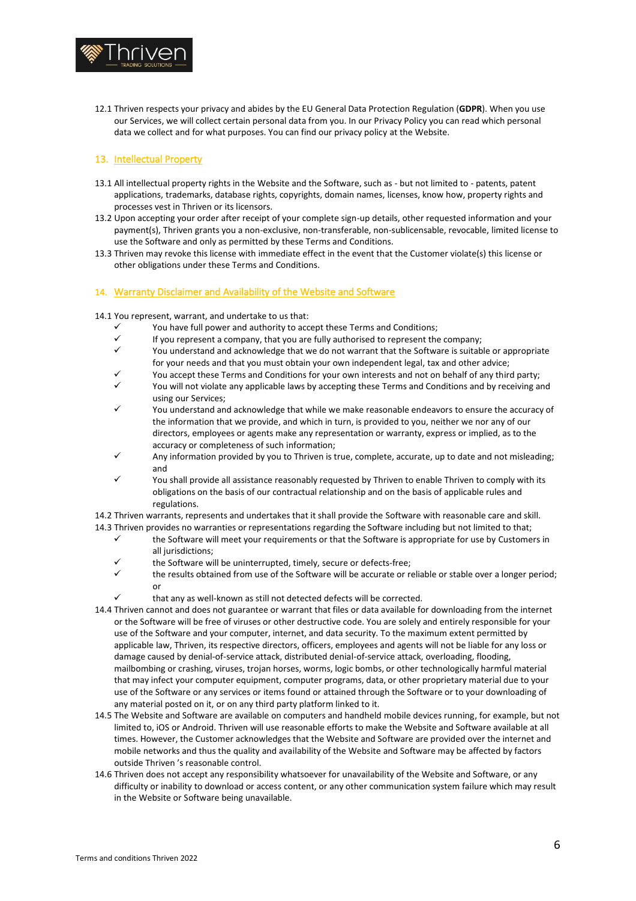12.1 Thriven respects your privacy and abides by the EU General Data Protection Regulation (**GDPR**). When you use our Services, we will collect certain personal data from you. In our Privacy Policy you can read which personal data we collect and for what purposes. You can find our privacy policy at the Website.

## 13. Intellectual Property

13.1 All intellectual property rights in the Website and the Software, such as - but not limited to - patents, patent applications, trademarks, database rights, copyrights, domain names, licenses, know how, property rights and processes vest in Thriven or its licensors.

13.2 Upon accepting your order after receipt of your complete sign-up details, other requested information and your payment(s), Thriven grants you a non-exclusive, non-transferable, non-sublicensable, revocable, limited license to use the Software and only as permitted by these Terms and Conditions.

13.3 Thriven may revoke this license with immediate effect in the event that the Customer violate(s) this license or other obligations under these Terms and Conditions.

## 14. Warranty Disclaimer and Availability of the Website and Software

14.1 You represent, warrant, and undertake to us that:

- ✓ You have full power and authority to accept these Terms and Conditions;
- ✓ If you represent a company, that you are fully authorised to represent the company;
- ✓ You understand and acknowledge that we do not warrant that the Software is suitable or appropriate for your needs and that you must obtain your own independent legal, tax and other advice;
- ✓ You accept these Terms and Conditions for your own interests and not on behalf of any third party;
- ✓ You will not violate any applicable laws by accepting these Terms and Conditions and by receiving and using our Services;
- ✓ You understand and acknowledge that while we make reasonable endeavors to ensure the accuracy of the information that we provide, and which in turn, is provided to you, neither we nor any of our directors, employees or agents make any representation or warranty, express or implied, as to the accuracy or completeness of such information;
- ✓ Any information provided by you to Thriven is true, complete, accurate, up to date and not misleading; and
- ✓ You shall provide all assistance reasonably requested by Thriven to enable Thriven to comply with its obligations on the basis of our contractual relationship and on the basis of applicable rules and regulations.

14.2 Thriven warrants, represents and undertakes that it shall provide the Software with reasonable care and skill.

14.3 Thriven provides no warranties or representations regarding the Software including but not limited to that;

- ✓ the Software will meet your requirements or that the Software is appropriate for use by Customers in all jurisdictions;
- ✓ the Software will be uninterrupted, timely, secure or defects-free;
- ✓ the results obtained from use of the Software will be accurate or reliable or stable over a longer period; or
- ✓ that any as well-known as still not detected defects will be corrected.

14.4 Thriven cannot and does not guarantee or warrant that files or data available for downloading from the internet or the Software will be free of viruses or other destructive code. You are solely and entirely responsible for your use of the Software and your computer, internet, and data security. To the maximum extent permitted by applicable law, Thriven, its respective directors, officers, employees and agents will not be liable for any loss or damage caused by denial-of-service attack, distributed denial-of-service attack, overloading, flooding, mailbombing or crashing, viruses, trojan horses, worms, logic bombs, or other technologically harmful material that may infect your computer equipment, computer programs, data, or other proprietary material due to your use of the Software or any services or items found or attained through the Software or to your downloading of any material posted on it, or on any third party platform linked to it.

14.5 The Website and Software are available on computers and handheld mobile devices running, for example, but not limited to, iOS or Android. Thriven will use reasonable efforts to make the Website and Software available at all times. However, the Customer acknowledges that the Website and Software are provided over the internet and mobile networks and thus the quality and availability of the Website and Software may be affected by factors outside Thriven 's reasonable control.

14.6 Thriven does not accept any responsibility whatsoever for unavailability of the Website and Software, or any difficulty or inability to download or access content, or any other communication system failure which may result in the Website or Software being unavailable.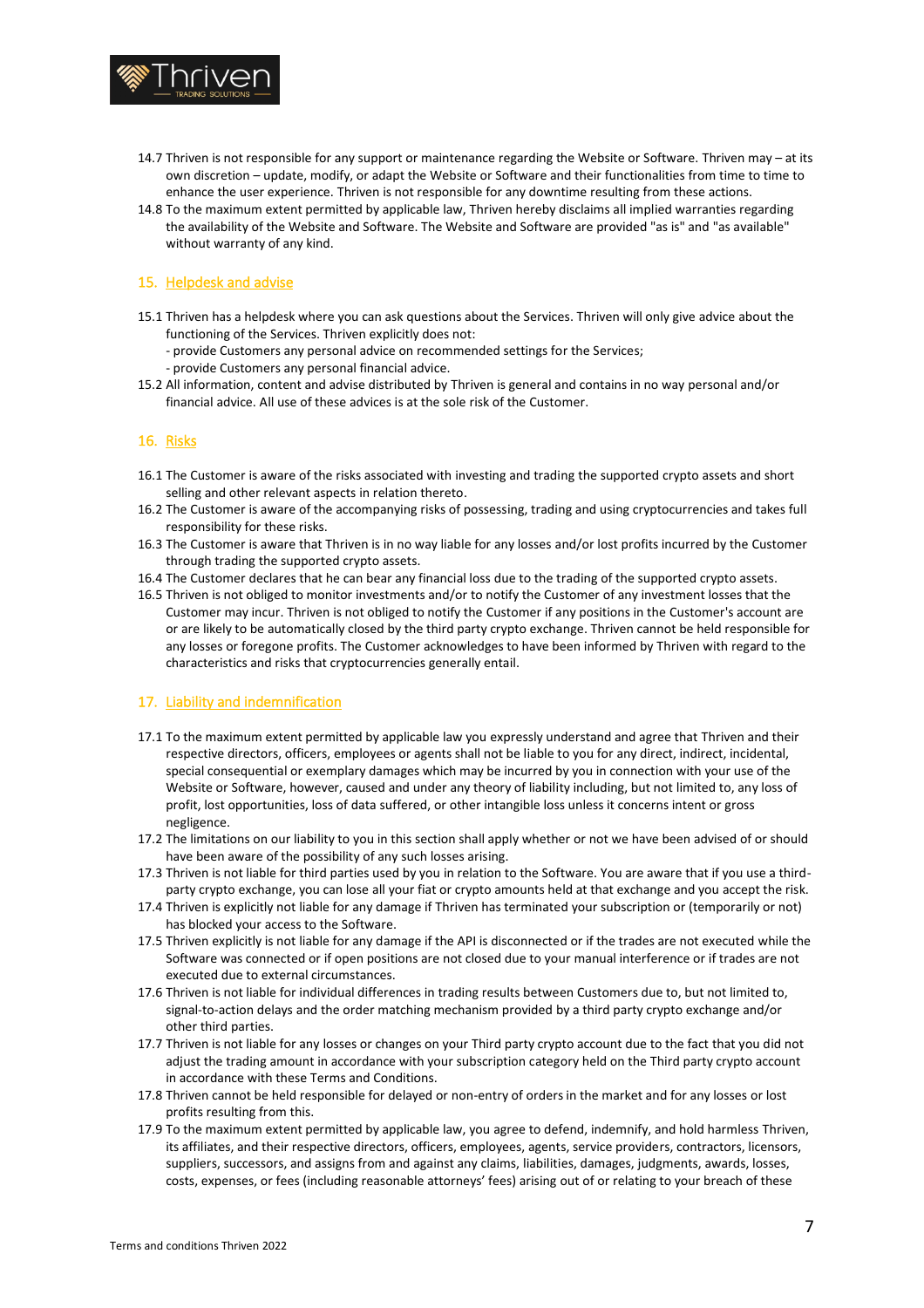14.7 Thriven is not responsible for any support or maintenance regarding the Website or Software. Thriven may – at its own discretion – update, modify, or adapt the Website or Software and their functionalities from time to time to enhance the user experience. Thriven is not responsible for any downtime resulting from these actions.

14.8 To the maximum extent permitted by applicable law, Thriven hereby disclaims all implied warranties regarding the availability of the Website and Software. The Website and Software are provided "as is" and "as available" without warranty of any kind.

## 15. Helpdesk and advise

15.1 Thriven has a helpdesk where you can ask questions about the Services. Thriven will only give advice about the functioning of the Services. Thriven explicitly does not:
- provide Customers any personal advice on recommended settings for the Services;
- provide Customers any personal financial advice.

15.2 All information, content and advise distributed by Thriven is general and contains in no way personal and/or financial advice. All use of these advices is at the sole risk of the Customer.

## 16. Risks

16.1 The Customer is aware of the risks associated with investing and trading the supported crypto assets and short selling and other relevant aspects in relation thereto.

16.2 The Customer is aware of the accompanying risks of possessing, trading and using cryptocurrencies and takes full responsibility for these risks.

16.3 The Customer is aware that Thriven is in no way liable for any losses and/or lost profits incurred by the Customer through trading the supported crypto assets.

16.4 The Customer declares that he can bear any financial loss due to the trading of the supported crypto assets.

16.5 Thriven is not obliged to monitor investments and/or to notify the Customer of any investment losses that the Customer may incur. Thriven is not obliged to notify the Customer if any positions in the Customer's account are or are likely to be automatically closed by the third party crypto exchange. Thriven cannot be held responsible for any losses or foregone profits. The Customer acknowledges to have been informed by Thriven with regard to the characteristics and risks that cryptocurrencies generally entail.

## 17. Liability and indemnification

17.1 To the maximum extent permitted by applicable law you expressly understand and agree that Thriven and their respective directors, officers, employees or agents shall not be liable to you for any direct, indirect, incidental, special consequential or exemplary damages which may be incurred by you in connection with your use of the Website or Software, however, caused and under any theory of liability including, but not limited to, any loss of profit, lost opportunities, loss of data suffered, or other intangible loss unless it concerns intent or gross negligence.

17.2 The limitations on our liability to you in this section shall apply whether or not we have been advised of or should have been aware of the possibility of any such losses arising.

17.3 Thriven is not liable for third parties used by you in relation to the Software. You are aware that if you use a third-party crypto exchange, you can lose all your fiat or crypto amounts held at that exchange and you accept the risk.

17.4 Thriven is explicitly not liable for any damage if Thriven has terminated your subscription or (temporarily or not) has blocked your access to the Software.

17.5 Thriven explicitly is not liable for any damage if the API is disconnected or if the trades are not executed while the Software was connected or if open positions are not closed due to your manual interference or if trades are not executed due to external circumstances.

17.6 Thriven is not liable for individual differences in trading results between Customers due to, but not limited to, signal-to-action delays and the order matching mechanism provided by a third party crypto exchange and/or other third parties.

17.7 Thriven is not liable for any losses or changes on your Third party crypto account due to the fact that you did not adjust the trading amount in accordance with your subscription category held on the Third party crypto account in accordance with these Terms and Conditions.

17.8 Thriven cannot be held responsible for delayed or non-entry of orders in the market and for any losses or lost profits resulting from this.

17.9 To the maximum extent permitted by applicable law, you agree to defend, indemnify, and hold harmless Thriven, its affiliates, and their respective directors, officers, employees, agents, service providers, contractors, licensors, suppliers, successors, and assigns from and against any claims, liabilities, damages, judgments, awards, losses, costs, expenses, or fees (including reasonable attorneys' fees) arising out of or relating to your breach of these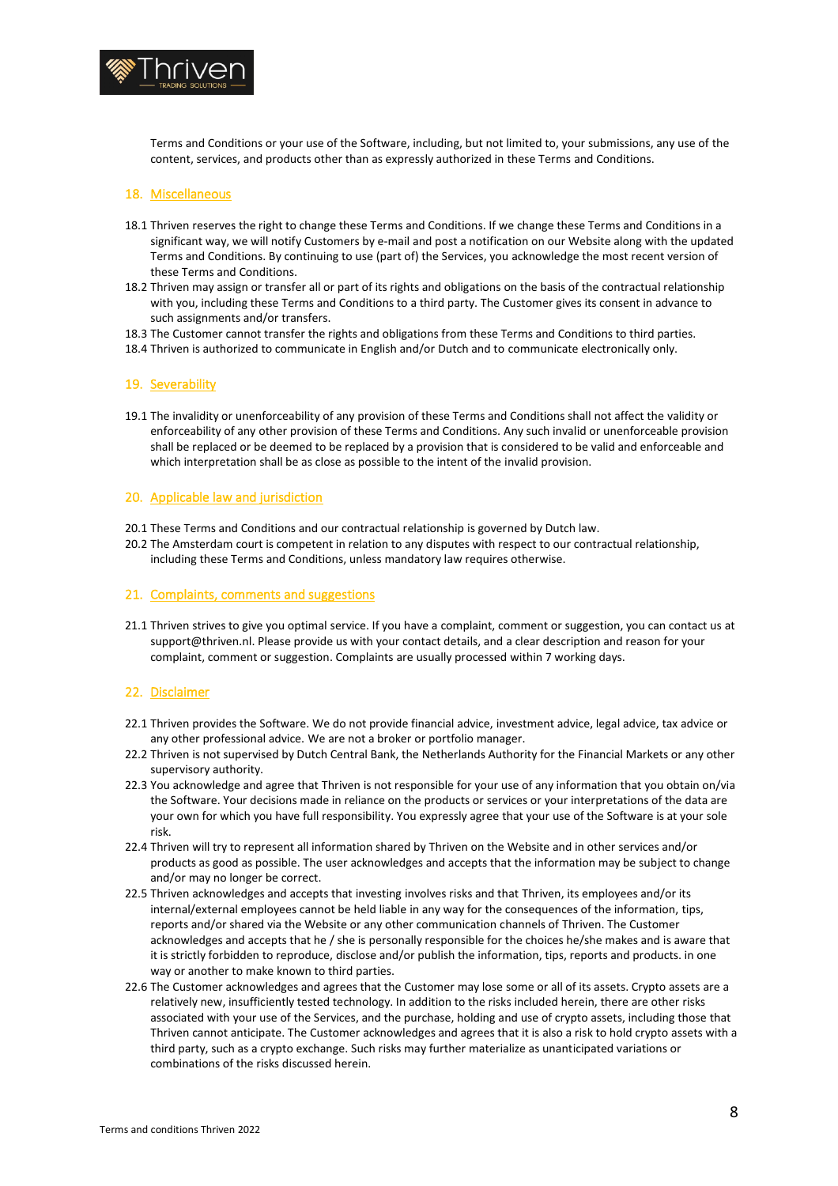Terms and Conditions or your use of the Software, including, but not limited to, your submissions, any use of the content, services, and products other than as expressly authorized in these Terms and Conditions.

## 18. Miscellaneous

18.1 Thriven reserves the right to change these Terms and Conditions. If we change these Terms and Conditions in a significant way, we will notify Customers by e-mail and post a notification on our Website along with the updated Terms and Conditions. By continuing to use (part of) the Services, you acknowledge the most recent version of these Terms and Conditions.

18.2 Thriven may assign or transfer all or part of its rights and obligations on the basis of the contractual relationship with you, including these Terms and Conditions to a third party. The Customer gives its consent in advance to such assignments and/or transfers.

18.3 The Customer cannot transfer the rights and obligations from these Terms and Conditions to third parties.

18.4 Thriven is authorized to communicate in English and/or Dutch and to communicate electronically only.

## 19. Severability

19.1 The invalidity or unenforceability of any provision of these Terms and Conditions shall not affect the validity or enforceability of any other provision of these Terms and Conditions. Any such invalid or unenforceable provision shall be replaced or be deemed to be replaced by a provision that is considered to be valid and enforceable and which interpretation shall be as close as possible to the intent of the invalid provision.

## 20. Applicable law and jurisdiction

20.1 These Terms and Conditions and our contractual relationship is governed by Dutch law.

20.2 The Amsterdam court is competent in relation to any disputes with respect to our contractual relationship, including these Terms and Conditions, unless mandatory law requires otherwise.

## 21. Complaints, comments and suggestions

21.1 Thriven strives to give you optimal service. If you have a complaint, comment or suggestion, you can contact us at support@thriven.nl. Please provide us with your contact details, and a clear description and reason for your complaint, comment or suggestion. Complaints are usually processed within 7 working days.

## 22. Disclaimer

22.1 Thriven provides the Software. We do not provide financial advice, investment advice, legal advice, tax advice or any other professional advice. We are not a broker or portfolio manager.

22.2 Thriven is not supervised by Dutch Central Bank, the Netherlands Authority for the Financial Markets or any other supervisory authority.

22.3 You acknowledge and agree that Thriven is not responsible for your use of any information that you obtain on/via the Software. Your decisions made in reliance on the products or services or your interpretations of the data are your own for which you have full responsibility. You expressly agree that your use of the Software is at your sole risk.

22.4 Thriven will try to represent all information shared by Thriven on the Website and in other services and/or products as good as possible. The user acknowledges and accepts that the information may be subject to change and/or may no longer be correct.

22.5 Thriven acknowledges and accepts that investing involves risks and that Thriven, its employees and/or its internal/external employees cannot be held liable in any way for the consequences of the information, tips, reports and/or shared via the Website or any other communication channels of Thriven. The Customer acknowledges and accepts that he / she is personally responsible for the choices he/she makes and is aware that it is strictly forbidden to reproduce, disclose and/or publish the information, tips, reports and products. in one way or another to make known to third parties.

22.6 The Customer acknowledges and agrees that the Customer may lose some or all of its assets. Crypto assets are a relatively new, insufficiently tested technology. In addition to the risks included herein, there are other risks associated with your use of the Services, and the purchase, holding and use of crypto assets, including those that Thriven cannot anticipate. The Customer acknowledges and agrees that it is also a risk to hold crypto assets with a third party, such as a crypto exchange. Such risks may further materialize as unanticipated variations or combinations of the risks discussed herein.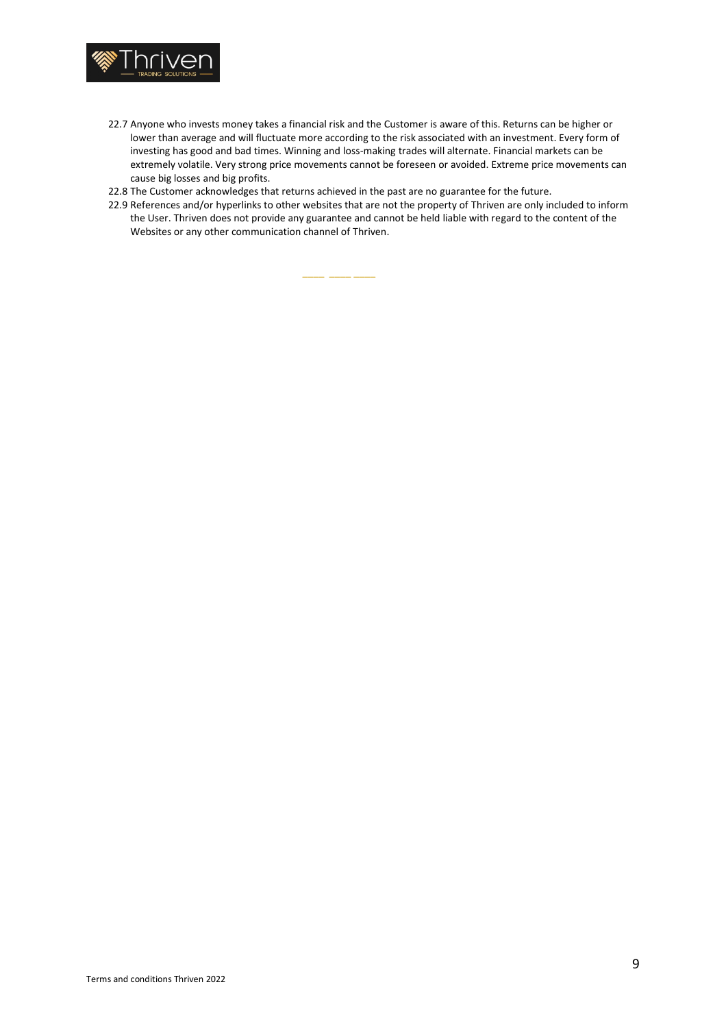22.7 Anyone who invests money takes a financial risk and the Customer is aware of this. Returns can be higher or lower than average and will fluctuate more according to the risk associated with an investment. Every form of investing has good and bad times. Winning and loss-making trades will alternate. Financial markets can be extremely volatile. Very strong price movements cannot be foreseen or avoided. Extreme price movements can cause big losses and big profits.

22.8 The Customer acknowledges that returns achieved in the past are no guarantee for the future.

22.9 References and/or hyperlinks to other websites that are not the property of Thriven are only included to inform the User. Thriven does not provide any guarantee and cannot be held liable with regard to the content of the Websites or any other communication channel of Thriven.